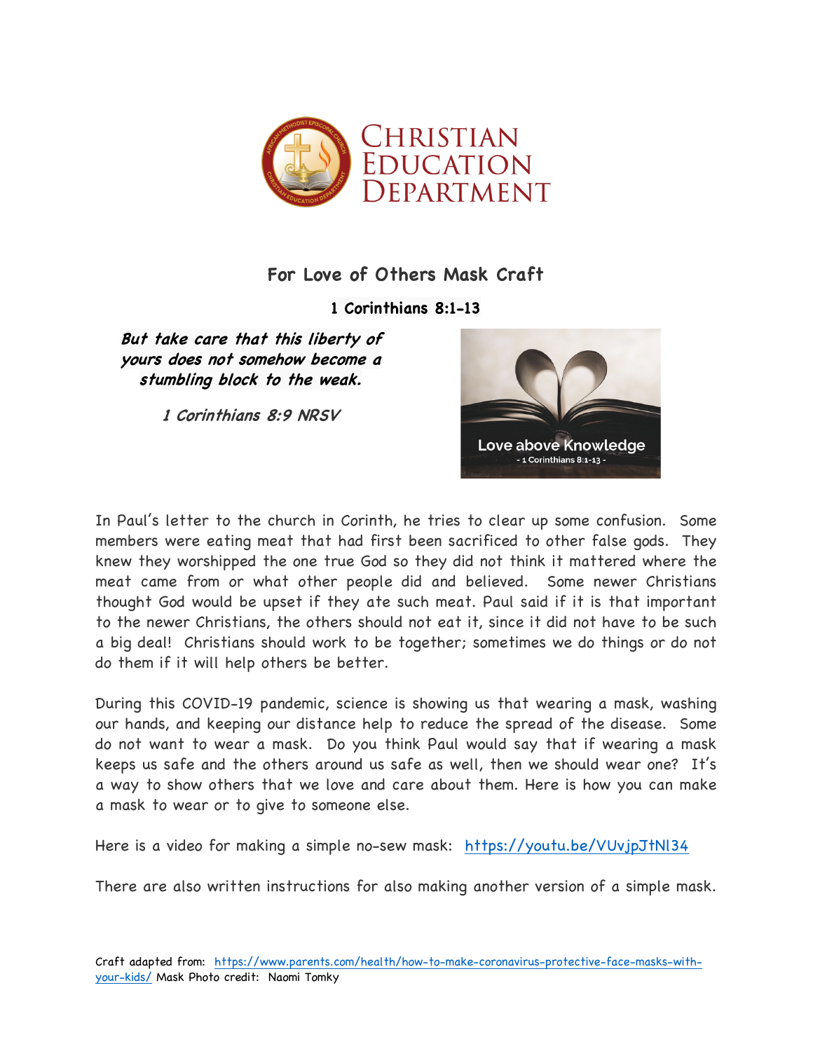# Christian Education Department

## For Love of Others Mask Craft

**1 Corinthians 8:1-13**

***But take care that this liberty of yours does not somehow become a stumbling block to the weak.***

*1 Corinthians 8:9 NRSV*

Love above Knowledge
- 1 Corinthians 8:1-13 -

In Paul's letter to the church in Corinth, he tries to clear up some confusion. Some members were eating meat that had first been sacrificed to other false gods. They knew they worshipped the one true God so they did not think it mattered where the meat came from or what other people did and believed. Some newer Christians thought God would be upset if they ate such meat. Paul said if it is that important to the newer Christians, the others should not eat it, since it did not have to be such a big deal! Christians should work to be together; sometimes we do things or do not do them if it will help others be better.

During this COVID-19 pandemic, science is showing us that wearing a mask, washing our hands, and keeping our distance help to reduce the spread of the disease. Some do not want to wear a mask. Do you think Paul would say that if wearing a mask keeps us safe and the others around us safe as well, then we should wear one? It's a way to show others that we love and care about them. Here is how you can make a mask to wear or to give to someone else.

Here is a video for making a simple no-sew mask: https://youtu.be/VUvjpJtNl34

There are also written instructions for also making another version of a simple mask.

Craft adapted from: https://www.parents.com/health/how-to-make-coronavirus-protective-face-masks-with-your-kids/ Mask Photo credit: Naomi Tomky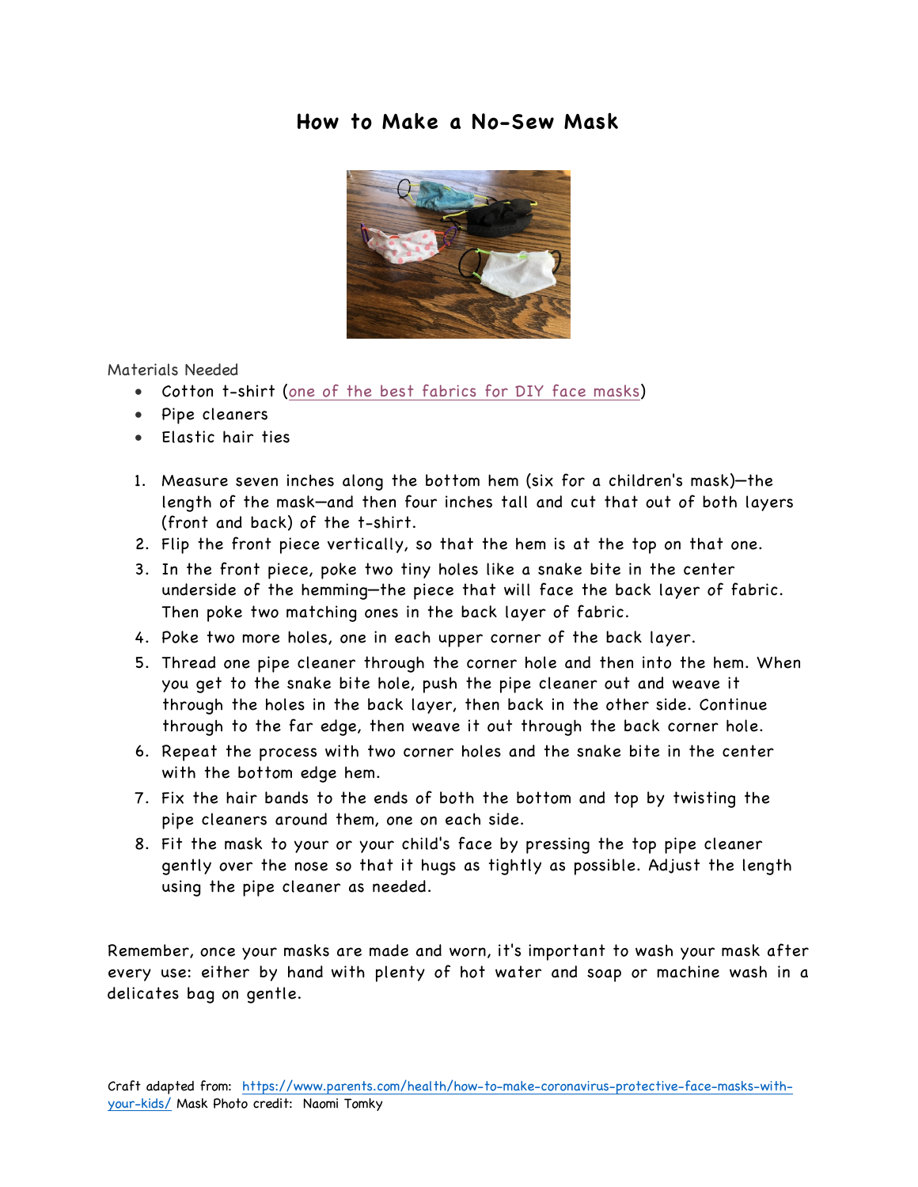# How to Make a No-Sew Mask

Materials Needed

- Cotton t-shirt (one of the best fabrics for DIY face masks)
- Pipe cleaners
- Elastic hair ties

1. Measure seven inches along the bottom hem (six for a children's mask)—the length of the mask—and then four inches tall and cut that out of both layers (front and back) of the t-shirt.
2. Flip the front piece vertically, so that the hem is at the top on that one.
3. In the front piece, poke two tiny holes like a snake bite in the center underside of the hemming—the piece that will face the back layer of fabric. Then poke two matching ones in the back layer of fabric.
4. Poke two more holes, one in each upper corner of the back layer.
5. Thread one pipe cleaner through the corner hole and then into the hem. When you get to the snake bite hole, push the pipe cleaner out and weave it through the holes in the back layer, then back in the other side. Continue through to the far edge, then weave it out through the back corner hole.
6. Repeat the process with two corner holes and the snake bite in the center with the bottom edge hem.
7. Fix the hair bands to the ends of both the bottom and top by twisting the pipe cleaners around them, one on each side.
8. Fit the mask to your or your child's face by pressing the top pipe cleaner gently over the nose so that it hugs as tightly as possible. Adjust the length using the pipe cleaner as needed.

Remember, once your masks are made and worn, it's important to wash your mask after every use: either by hand with plenty of hot water and soap or machine wash in a delicates bag on gentle.

Craft adapted from: https://www.parents.com/health/how-to-make-coronavirus-protective-face-masks-with-your-kids/ Mask Photo credit: Naomi Tomky